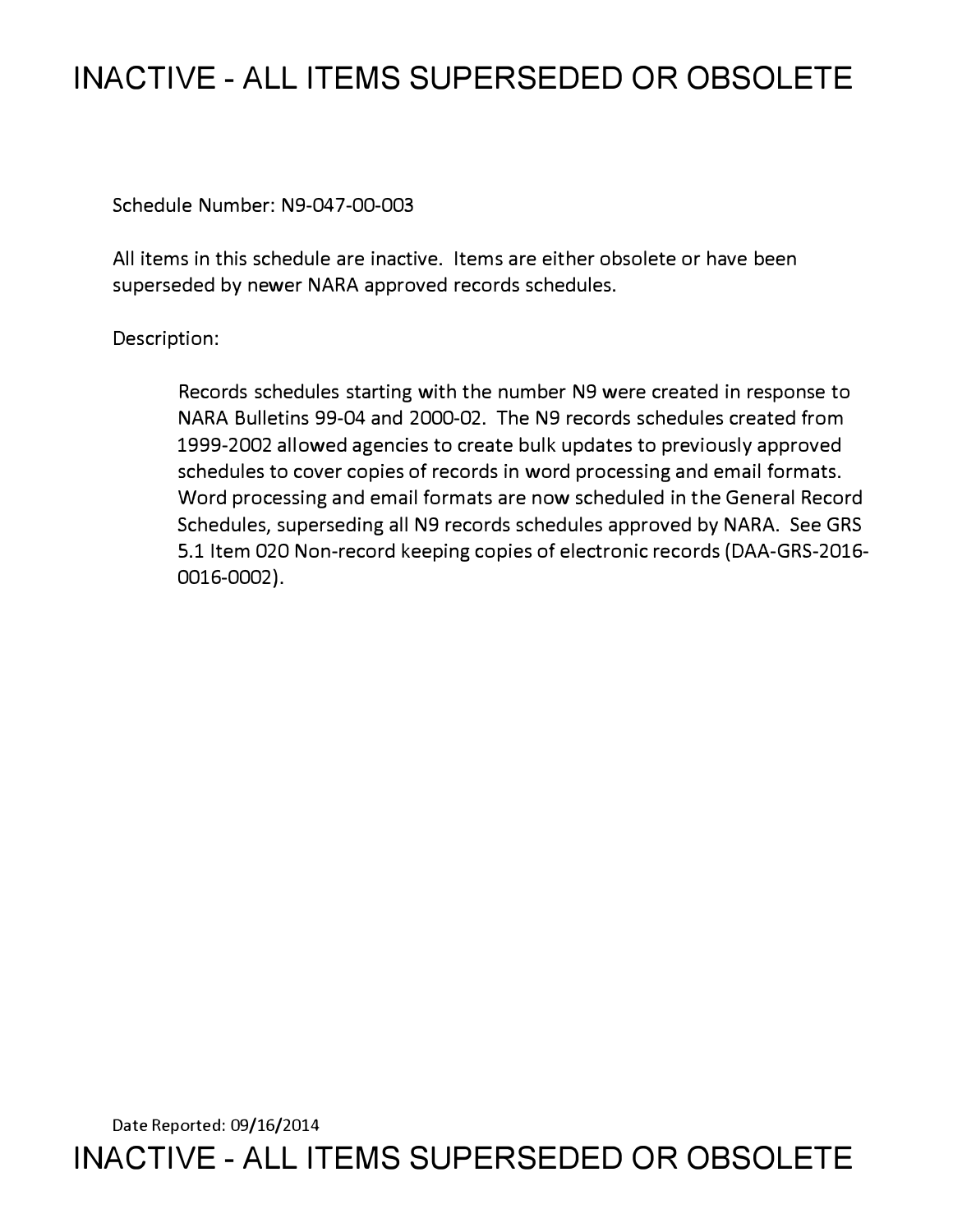# INACTIVE - ALL ITEMS SUPERSEDED OR OBSOLETE

Schedule Number: N9-047-00-003

All items in this schedule are inactive. Items are either obsolete or have been superseded by newer NARA approved records schedules.

Description:

> Records schedules starting with the number N9 were created in response to NARA Bulletins 99-04 and 2000-02. The N9 records schedules created from 1999-2002 allowed agencies to create bulk updates to previously approved schedules to cover copies of records in word processing and email formats. Word processing and email formats are now scheduled in the General Record Schedules, superseding all N9 records schedules approved by NARA. See GRS 5.1 Item 020 Non-record keeping copies of electronic records (DAA-GRS-2016-0016-0002).

Date Reported: 09/16/2014

INACTIVE - ALL ITEMS SUPERSEDED OR OBSOLETE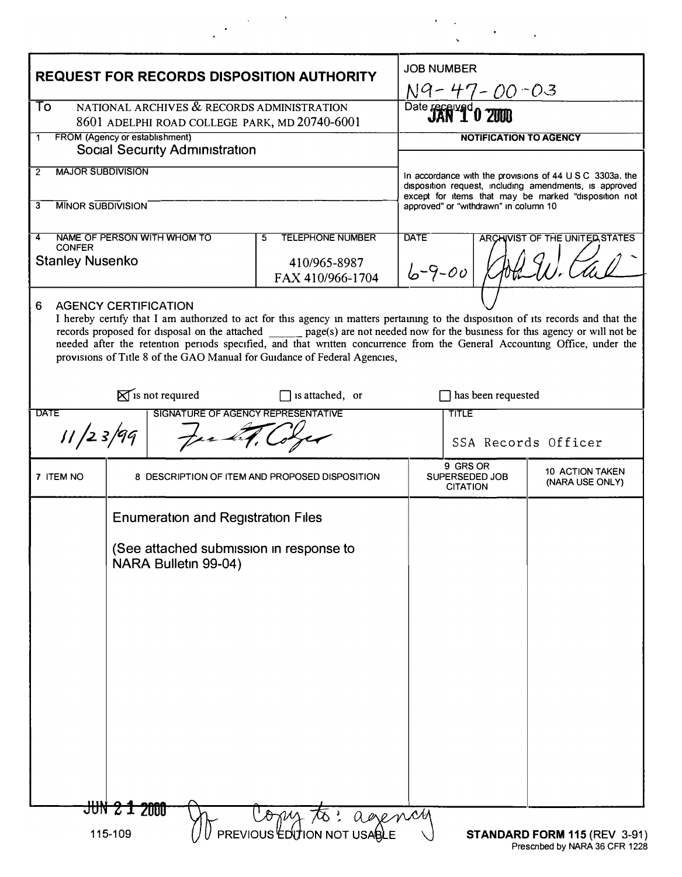# REQUEST FOR RECORDS DISPOSITION AUTHORITY

**JOB NUMBER:** N9-47-00-03

**To:** NATIONAL ARCHIVES & RECORDS ADMINISTRATION
8601 ADELPHI ROAD COLLEGE PARK, MD 20740-6001

**Date received:** JAN 10 2000

**1. FROM (Agency or establishment):** Social Security Administration

**2. MAJOR SUBDIVISION:**

**3. MINOR SUBDIVISION:**

**4. NAME OF PERSON WITH WHOM TO CONFER:** Stanley Nusenko

**5. TELEPHONE NUMBER:** 410/965-8987
FAX 410/966-1704

**NOTIFICATION TO AGENCY**

In accordance with the provisions of 44 U.S.C. 3303a, the disposition request, including amendments, is approved except for items that may be marked "disposition not approved" or "withdrawn" in column 10.

**DATE:** 6-9-00

**ARCHIVIST OF THE UNITED STATES:** [signature]

**6. AGENCY CERTIFICATION**

I hereby certify that I am authorized to act for this agency in matters pertaining to the disposition of its records and that the records proposed for disposal on the attached ______ page(s) are not needed now for the business for this agency or will not be needed after the retention periods specified, and that written concurrence from the General Accounting Office, under the provisions of Title 8 of the GAO Manual for Guidance of Federal Agencies,

☒ is not required ☐ is attached, or ☐ has been requested

| DATE | SIGNATURE OF AGENCY REPRESENTATIVE | TITLE |
|---|---|---|
| 11/23/99 | [signature] | SSA Records Officer |

| 7. ITEM NO | 8. DESCRIPTION OF ITEM AND PROPOSED DISPOSITION | 9. GRS OR SUPERSEDED JOB CITATION | 10. ACTION TAKEN (NARA USE ONLY) |
|---|---|---|---|
| | Enumeration and Registration Files<br><br>(See attached submission in response to NARA Bulletin 99-04) | | |

JUN 21 2000 — Copy to: agency

115-109 PREVIOUS EDITION NOT USABLE

**STANDARD FORM 115** (REV. 3-91)
Prescribed by NARA 36 CFR 1228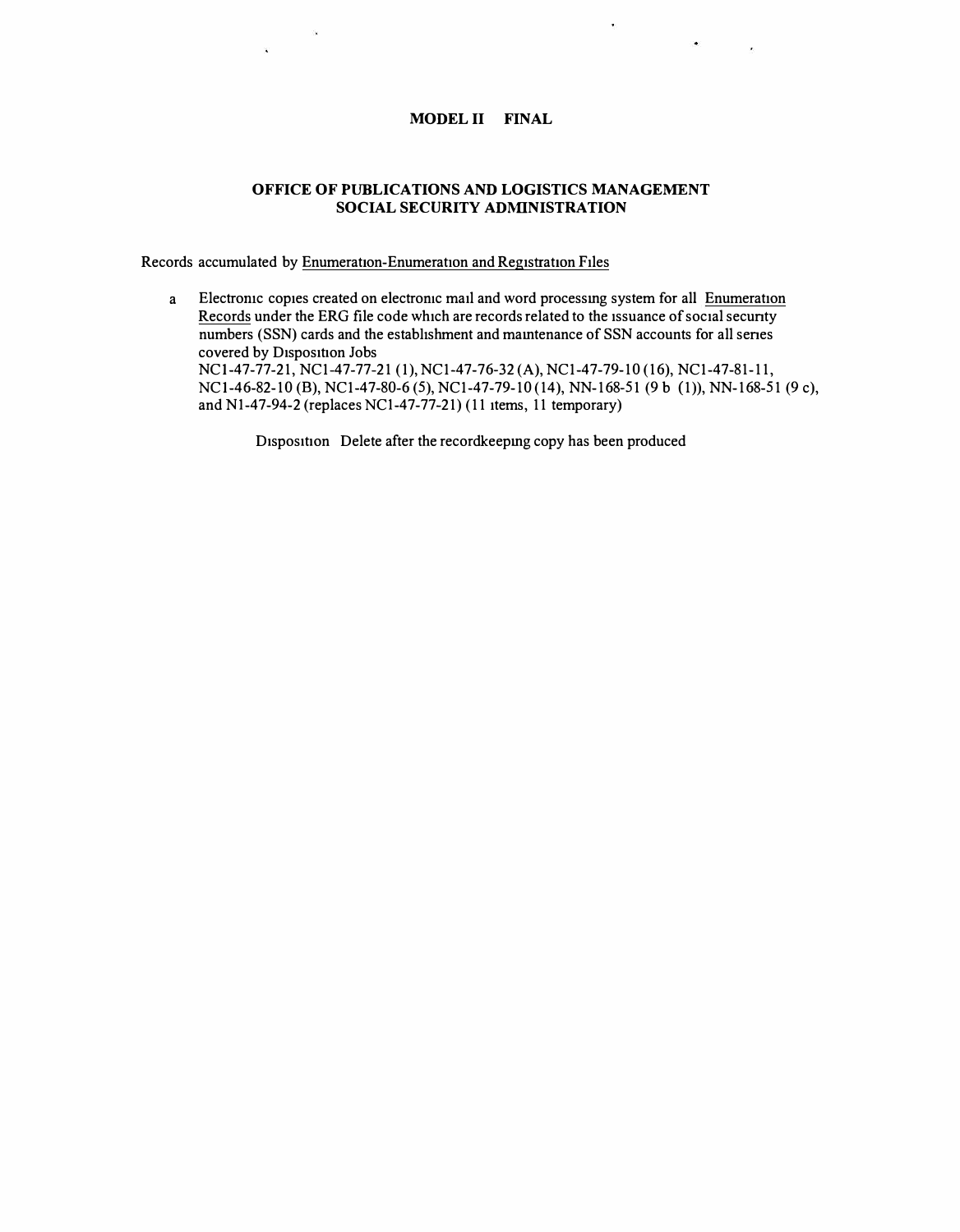**MODEL II FINAL**

**OFFICE OF PUBLICATIONS AND LOGISTICS MANAGEMENT**
**SOCIAL SECURITY ADMINISTRATION**

Records accumulated by Enumeration-Enumeration and Registration Files

a Electronic copies created on electronic mail and word processing system for all Enumeration Records under the ERG file code which are records related to the issuance of social security numbers (SSN) cards and the establishment and maintenance of SSN accounts for all series covered by Disposition Jobs
NC1-47-77-21, NC1-47-77-21 (1), NC1-47-76-32 (A), NC1-47-79-10 (16), NC1-47-81-11, NC1-46-82-10 (B), NC1-47-80-6 (5), NC1-47-79-10 (14), NN-168-51 (9 b (1)), NN-168-51 (9 c), and N1-47-94-2 (replaces NC1-47-77-21) (11 items, 11 temporary)

Disposition Delete after the recordkeeping copy has been produced